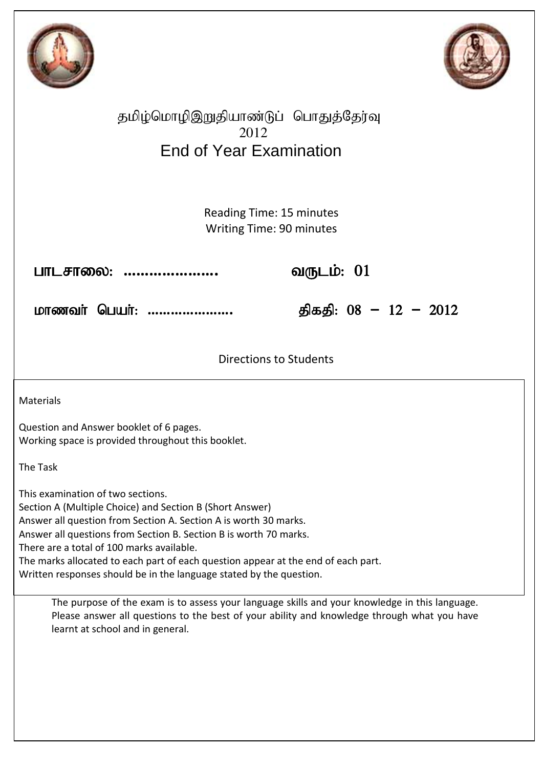# தமிழ்மொழிஇறுதியாண்டுப் பொதுத்தேர்வு

## 2012

## End of Year Examination

Reading Time: 15 minutes
Writing Time: 90 minutes

**பாடசாலை: ....................** **வருடம்: 01**

**மாணவர் பெயர்: ....................** **திகதி: 08 – 12 – 2012**

Directions to Students

Materials

Question and Answer booklet of 6 pages.
Working space is provided throughout this booklet.

The Task

This examination of two sections.
Section A (Multiple Choice) and Section B (Short Answer)
Answer all question from Section A. Section A is worth 30 marks.
Answer all questions from Section B. Section B is worth 70 marks.
There are a total of 100 marks available.
The marks allocated to each part of each question appear at the end of each part.
Written responses should be in the language stated by the question.

The purpose of the exam is to assess your language skills and your knowledge in this language. Please answer all questions to the best of your ability and knowledge through what you have learnt at school and in general.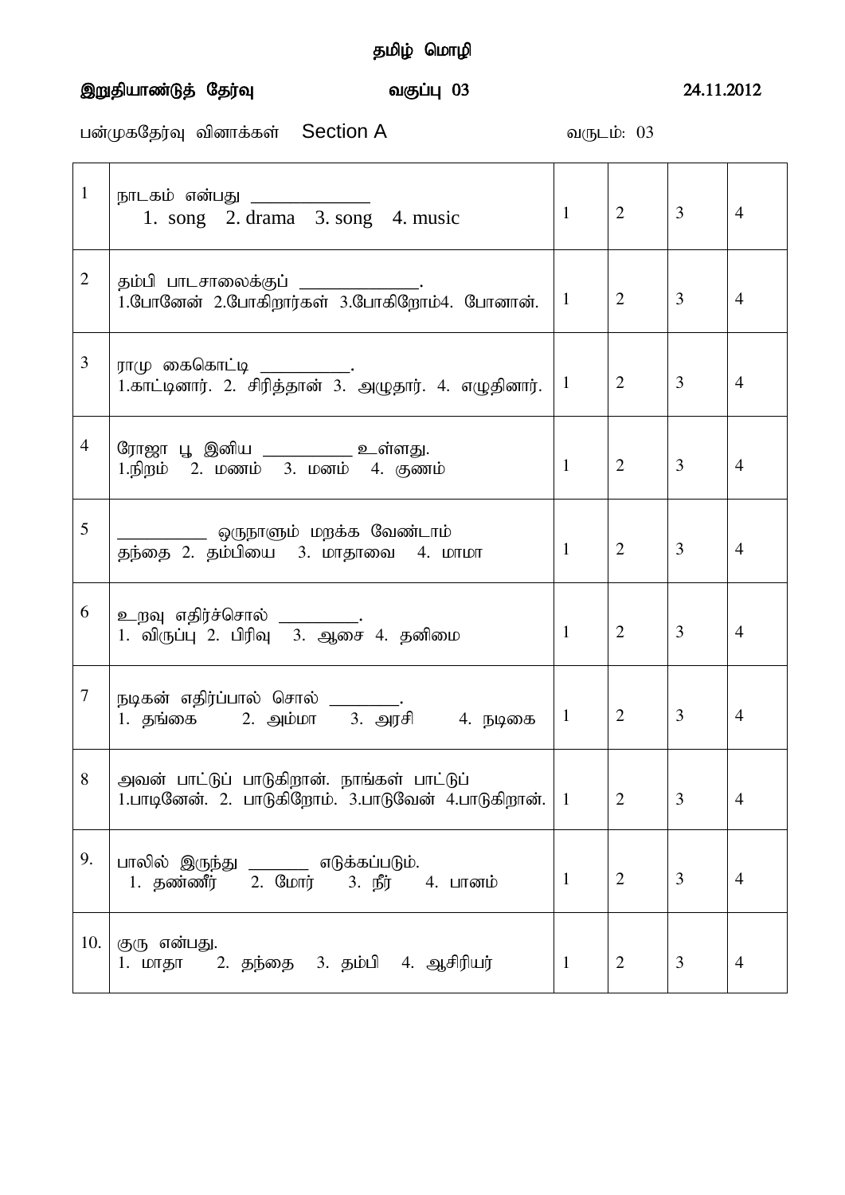# தமிழ் மொழி

**இறுதியாண்டுத் தேர்வு** **வகுப்பு 03** **24.11.2012**

பன்முகதேர்வு வினாக்கள் Section A வருடம்: 03

| | | | | | |
|---|---|---|---|---|---|
| 1 | நாடகம் என்பது _____________<br>1. song 2. drama 3. song 4. music | 1 | 2 | 3 | 4 |
| 2 | தம்பி பாடசாலைக்குப் _____________.<br>1.போனேன் 2.போகிறார்கள் 3.போகிறோம்4. போனான். | 1 | 2 | 3 | 4 |
| 3 | ராமு கைகொட்டி __________.<br>1.காட்டினார். 2. சிரித்தான் 3. அழுதார். 4. எழுதினார். | 1 | 2 | 3 | 4 |
| 4 | ரோஜா பூ இனிய __________ உள்ளது.<br>1.நிறம் 2. மணம் 3. மனம் 4. குணம் | 1 | 2 | 3 | 4 |
| 5 | __________ ஒருநாளும் மறக்க வேண்டாம்<br>தந்தை 2. தம்பியை 3. மாதாவை 4. மாமா | 1 | 2 | 3 | 4 |
| 6 | உறவு எதிர்ச்சொல் _________.<br>1. விருப்பு 2. பிரிவு 3. ஆசை 4. தனிமை | 1 | 2 | 3 | 4 |
| 7 | நடிகன் எதிர்ப்பால் சொல் ________.<br>1. தங்கை 2. அம்மா 3. அரசி 4. நடிகை | 1 | 2 | 3 | 4 |
| 8 | அவன் பாட்டுப் பாடுகிறான். நாங்கள் பாட்டுப்<br>1.பாடினேன். 2. பாடுகிறோம். 3.பாடுவேன் 4.பாடுகிறான். | 1 | 2 | 3 | 4 |
| 9. | பாலில் இருந்து _______ எடுக்கப்படும்.<br>1. தண்ணீர் 2. மோர் 3. நீர் 4. பானம் | 1 | 2 | 3 | 4 |
| 10. | குரு என்பது.<br>1. மாதா 2. தந்தை 3. தம்பி 4. ஆசிரியர் | 1 | 2 | 3 | 4 |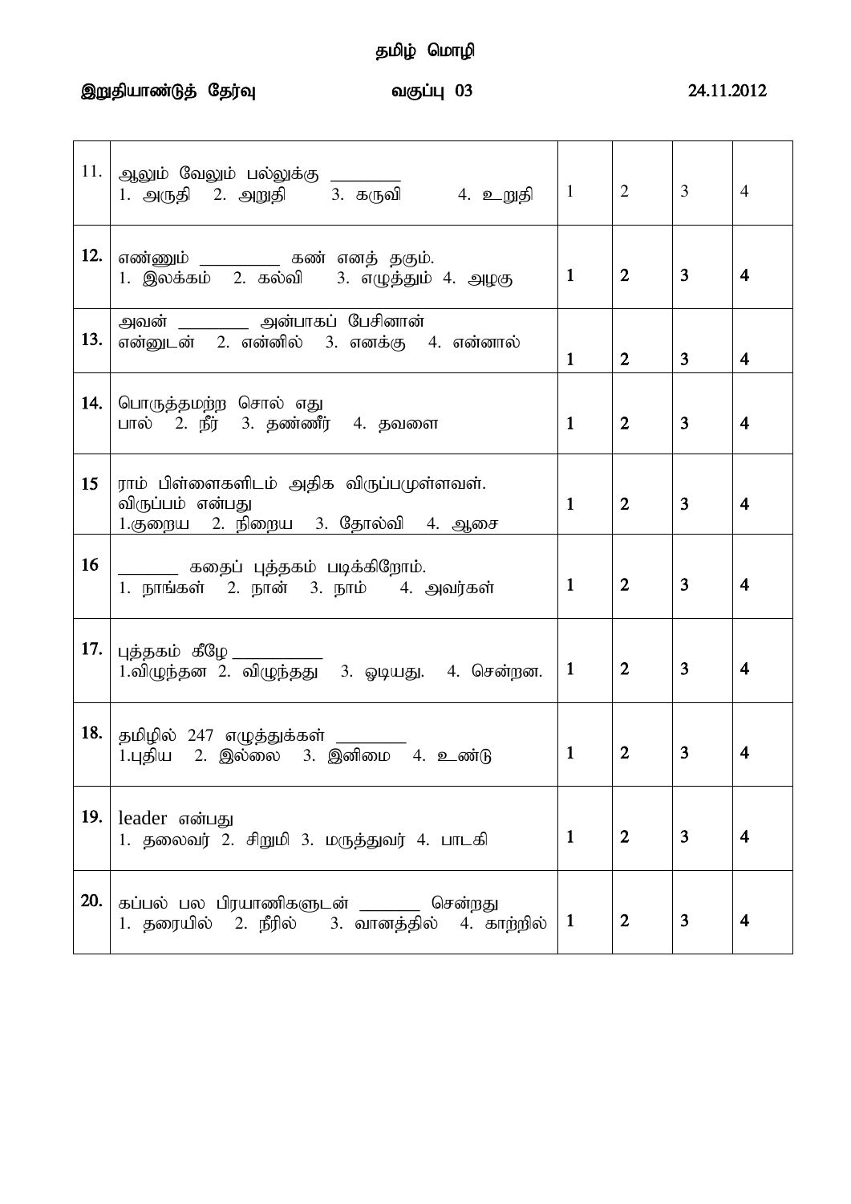# தமிழ் மொழி

**இறுதியாண்டுத் தேர்வு** **வகுப்பு 03** **24.11.2012**

| | | | | | |
|---|---|---|---|---|---|
| 11. | ஆலும் வேலும் பல்லுக்கு ________<br>1. அருதி 2. அறுதி 3. கருவி 4. உறுதி | 1 | 2 | 3 | 4 |
| 12. | எண்ணும் _________ கண் எனத் தகும்.<br>1. இலக்கம் 2. கல்வி 3. எழுத்தும் 4. அழகு | 1 | 2 | 3 | 4 |
| 13. | அவன் ________ அன்பாகப் பேசினான்<br>என்னுடன் 2. என்னில் 3. எனக்கு 4. என்னால் | 1 | 2 | 3 | 4 |
| 14. | பொருத்தமற்ற சொல் எது<br>பால் 2. நீர் 3. தண்ணீர் 4. தவளை | 1 | 2 | 3 | 4 |
| 15 | ராம் பிள்ளைகளிடம் அதிக விருப்பமுள்ளவள்.<br>விருப்பம் என்பது<br>1.குறைய 2. நிறைய 3. தோல்வி 4. ஆசை | 1 | 2 | 3 | 4 |
| 16 | _______ கதைப் புத்தகம் படிக்கிறோம்.<br>1. நாங்கள் 2. நான் 3. நாம் 4. அவர்கள் | 1 | 2 | 3 | 4 |
| 17. | புத்தகம் கீழே __________<br>1.விழுந்தன 2. விழுந்தது 3. ஓடியது. 4. சென்றன. | 1 | 2 | 3 | 4 |
| 18. | தமிழில் 247 எழுத்துக்கள் ________<br>1.புதிய 2. இல்லை 3. இனிமை 4. உண்டு | 1 | 2 | 3 | 4 |
| 19. | leader என்பது<br>1. தலைவர் 2. சிறுமி 3. மருத்துவர் 4. பாடகி | 1 | 2 | 3 | 4 |
| 20. | கப்பல் பல பிரயாணிகளுடன் _______ சென்றது<br>1. தரையில் 2. நீரில் 3. வானத்தில் 4. காற்றில் | 1 | 2 | 3 | 4 |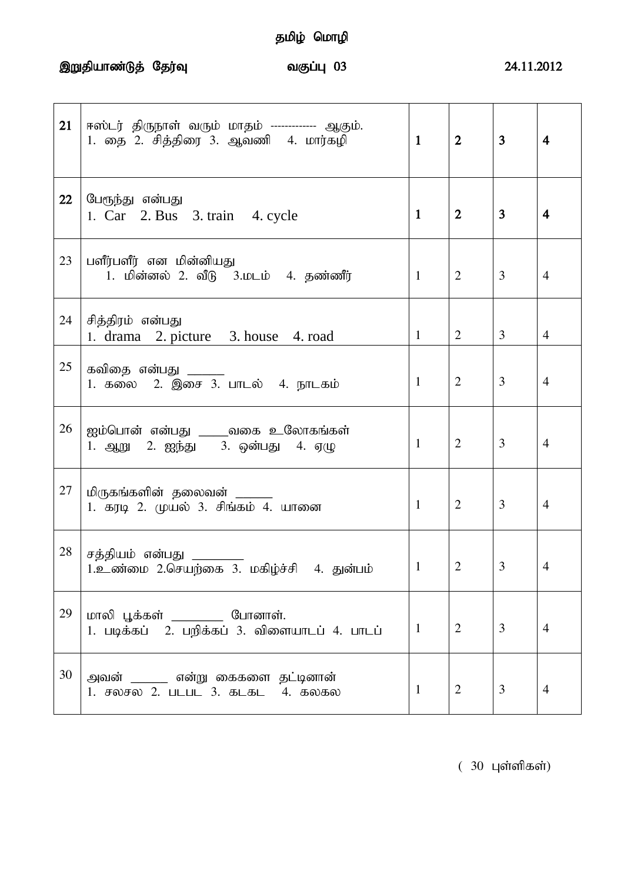# தமிழ் மொழி

**இறுதியாண்டுத் தேர்வு** **வகுப்பு 03** **24.11.2012**

| | | | | | |
|---|---|---|---|---|---|
| **21** | ஈஸ்டர் திருநாள் வரும் மாதம் ------------- ஆகும்.<br>1. தை 2. சித்திரை 3. ஆவணி 4. மார்கழி | **1** | **2** | **3** | **4** |
| **22** | பேரூந்து என்பது<br>1. Car 2. Bus 3. train 4. cycle | **1** | **2** | **3** | **4** |
| 23 | பளீர்பளீர் என மின்னியது<br>1. மின்னல் 2. வீடு 3.மடம் 4. தண்ணீர் | 1 | 2 | 3 | 4 |
| 24 | சித்திரம் என்பது<br>1. drama 2. picture 3. house 4. road | 1 | 2 | 3 | 4 |
| 25 | கவிதை என்பது ______<br>1. கலை 2. இசை 3. பாடல் 4. நாடகம் | 1 | 2 | 3 | 4 |
| 26 | ஐம்பொன் என்பது _____வகை உலோகங்கள்<br>1. ஆறு 2. ஐந்து 3. ஒன்பது 4. ஏழு | 1 | 2 | 3 | 4 |
| 27 | மிருகங்களின் தலைவன் ______<br>1. கரடி 2. முயல் 3. சிங்கம் 4. யானை | 1 | 2 | 3 | 4 |
| 28 | சத்தியம் என்பது ________<br>1.உண்மை 2.செயற்கை 3. மகிழ்ச்சி 4. துன்பம் | 1 | 2 | 3 | 4 |
| 29 | மாலி பூக்கள் ________ போனாள்.<br>1. படிக்கப் 2. பறிக்கப் 3. விளையாடப் 4. பாடப் | 1 | 2 | 3 | 4 |
| 30 | அவன் ______ என்று கைகளை தட்டினான்<br>1. சலசல 2. படபட 3. கடகட 4. கலகல | 1 | 2 | 3 | 4 |

( 30 புள்ளிகள்)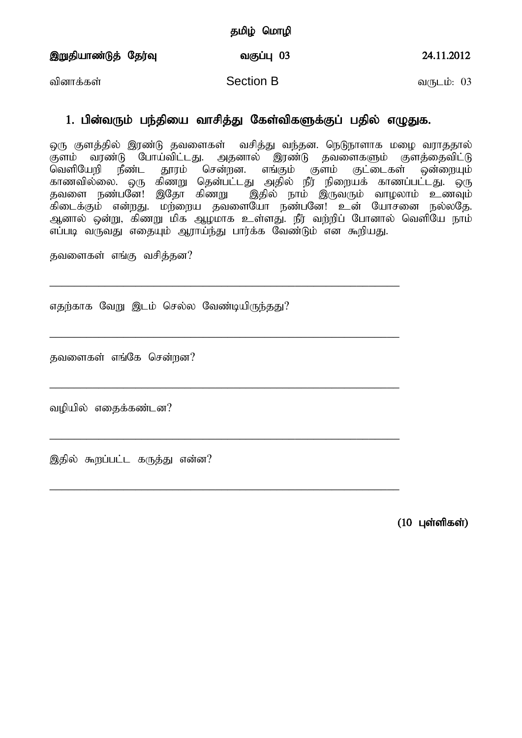தமிழ் மொழி

**இறுதியாண்டுத் தேர்வு** **வகுப்பு 03** **24.11.2012**

வினாக்கள் Section B வருடம்: 03

## 1. பின்வரும் பந்தியை வாசித்து கேள்விகளுக்குப் பதில் எழுதுக.

ஒரு குளத்தில் இரண்டு தவளைகள் வசித்து வந்தன. நெடுநாளாக மழை வராததால் குளம் வரண்டு போய்விட்டது. அதனால் இரண்டு தவளைகளும் குளத்தைவிட்டு வெளியேறி நீண்ட தூரம் சென்றன. எங்கும் குளம் குட்டைகள் ஒன்றையும் காணவில்லை. ஒரு கிணறு தென்பட்டது அதில் நீர் நிறையக் காணப்பட்டது. ஒரு தவளை நண்பனே! இதோ கிணறு இதில் நாம் இருவரும் வாழலாம் உணவும் கிடைக்கும் என்றது. மற்றைய தவளையோ நண்பனே! உன் யோசனை நல்லதே. ஆனால் ஒன்று, கிணறு மிக ஆழமாக உள்ளது. நீர் வற்றிப் போனால் வெளியே நாம் எப்படி வருவது எதையும் ஆராய்ந்து பார்க்க வேண்டும் என கூறியது.

தவளைகள் எங்கு வசித்தன?

_______________________________________________

எதற்காக வேறு இடம் செல்ல வேண்டியிருந்தது?

_______________________________________________

தவளைகள் எங்கே சென்றன?

_______________________________________________

வழியில் எதைக்கண்டன?

_______________________________________________

இதில் கூறப்பட்ட கருத்து என்ன?

_______________________________________________

**(10 புள்ளிகள்)**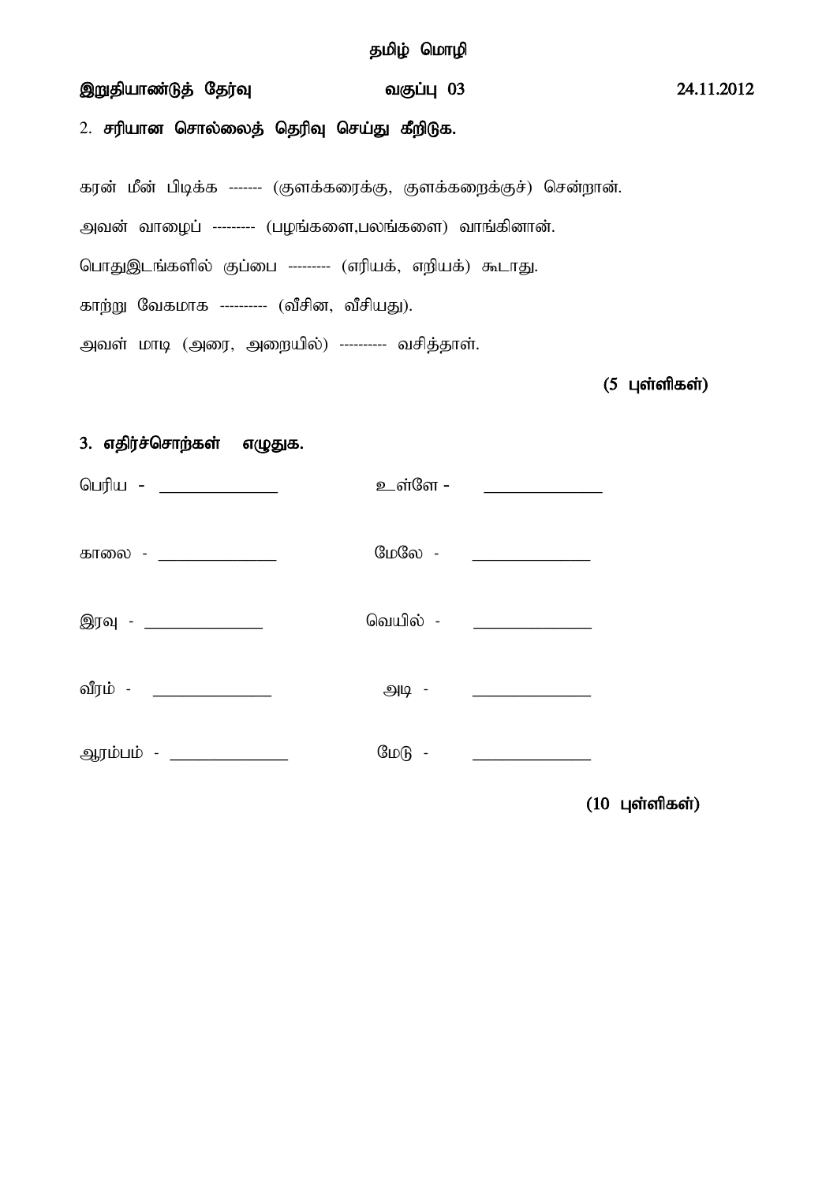2. **சரியான சொல்லைத் தெரிவு செய்து கீறிடுக.**

கரன் மீன் பிடிக்க ------- (குளக்கரைக்கு, குளக்கறைக்குச்) சென்றான்.

அவன் வாழைப் --------- (பழங்களை,பலங்களை) வாங்கினான்.

பொதுஇடங்களில் குப்பை --------- (எரியக், எறியக்) கூடாது.

காற்று வேகமாக ---------- (வீசின, வீசியது).

அவள் மாடி (அரை, அறையில்) ---------- வசித்தாள்.

**(5 புள்ளிகள்)**

**3. எதிர்ச்சொற்கள் எழுதுக.**

பெரிய - ______________ உள்ளே - ______________

காலை - ______________ மேலே - ______________

இரவு - ______________ வெயில் - ______________

வீரம் - ______________ அடி - ______________

ஆரம்பம் - ______________ மேடு - ______________

**(10 புள்ளிகள்)**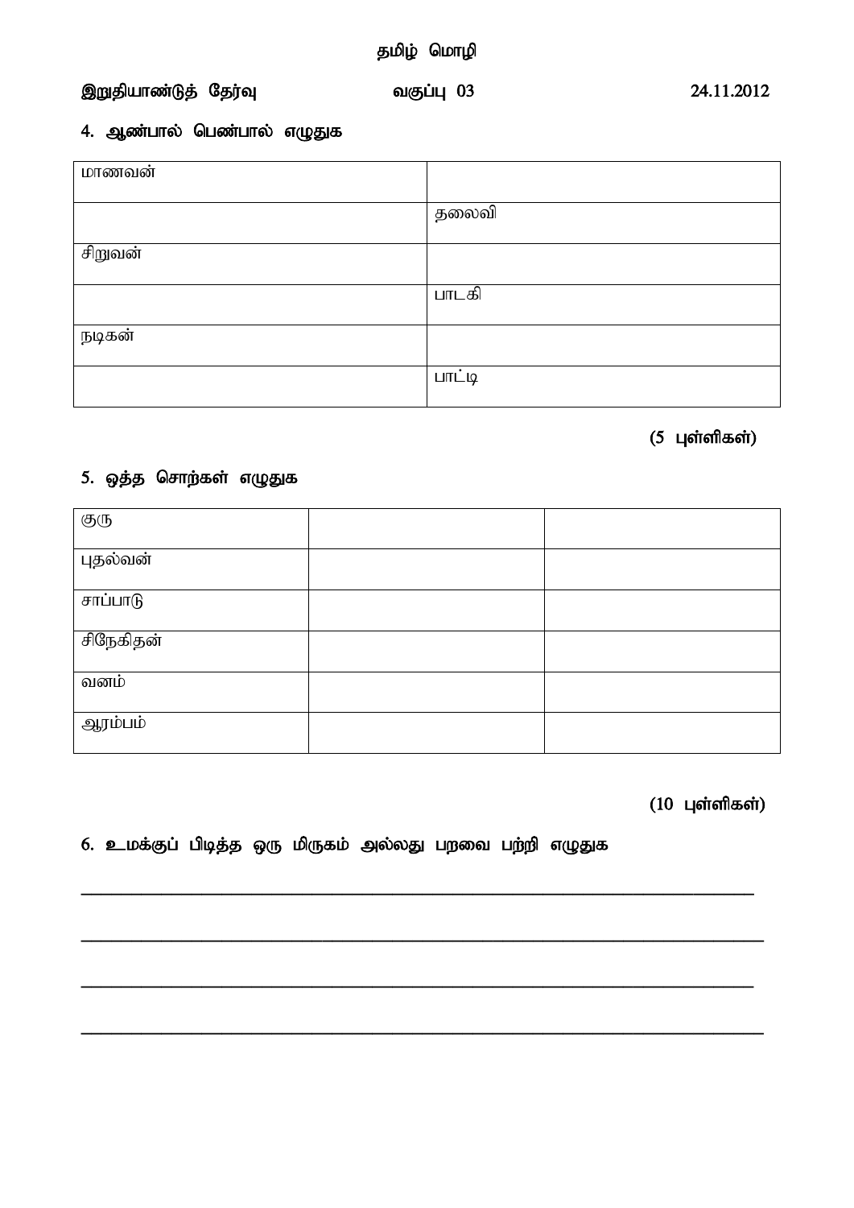தமிழ் மொழி

இறுதியாண்டுத் தேர்வு வகுப்பு 03 24.11.2012

### 4. ஆண்பால் பெண்பால் எழுதுக

| | |
|---|---|
| மாணவன் | |
| | தலைவி |
| சிறுவன் | |
| | பாடகி |
| நடிகன் | |
| | பாட்டி |

(5 புள்ளிகள்)

### 5. ஒத்த சொற்கள் எழுதுக

| | | |
|---|---|---|
| குரு | | |
| புதல்வன் | | |
| சாப்பாடு | | |
| சிநேகிதன் | | |
| வனம் | | |
| ஆரம்பம் | | |

(10 புள்ளிகள்)

### 6. உமக்குப் பிடித்த ஒரு மிருகம் அல்லது பறவை பற்றி எழுதுக

______________________________________________________________________

______________________________________________________________________

______________________________________________________________________

______________________________________________________________________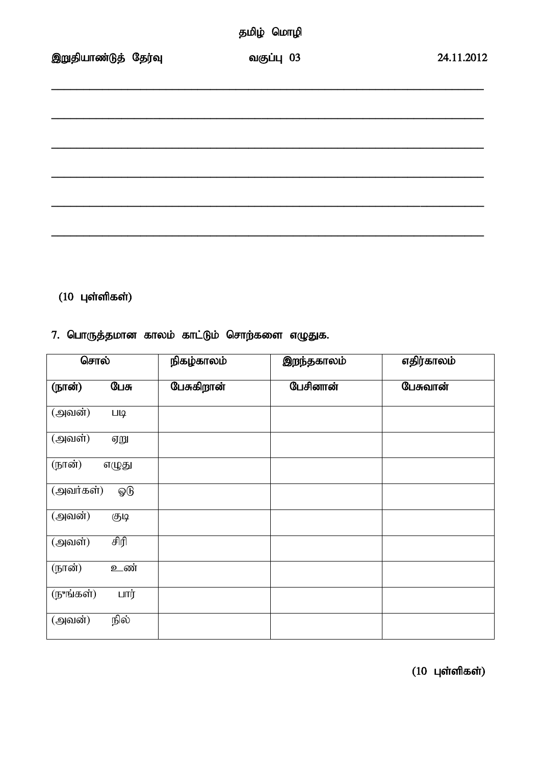தமிழ் மொழி

இறுதியாண்டுத் தேர்வு வகுப்பு 03 24.11.2012

______________________________________________________________________

______________________________________________________________________

______________________________________________________________________

______________________________________________________________________

______________________________________________________________________

______________________________________________________________________

(10 புள்ளிகள்)

7. பொருத்தமான காலம் காட்டும் சொற்களை எழுதுக.

| சொல் | நிகழ்காலம் | இறந்தகாலம் | எதிர்காலம் |
|---|---|---|---|
| (நான்) பேசு | பேசுகிறான் | பேசினான் | பேசுவான் |
| (அவன்) படி | | | |
| (அவள்) ஏறு | | | |
| (நான்) எழுது | | | |
| (அவர்கள்) ஓடு | | | |
| (அவன்) குடி | | | |
| (அவள்) சிரி | | | |
| (நான்) உண் | | | |
| (நீங்கள்) பார் | | | |
| (அவன்) நில் | | | |

(10 புள்ளிகள்)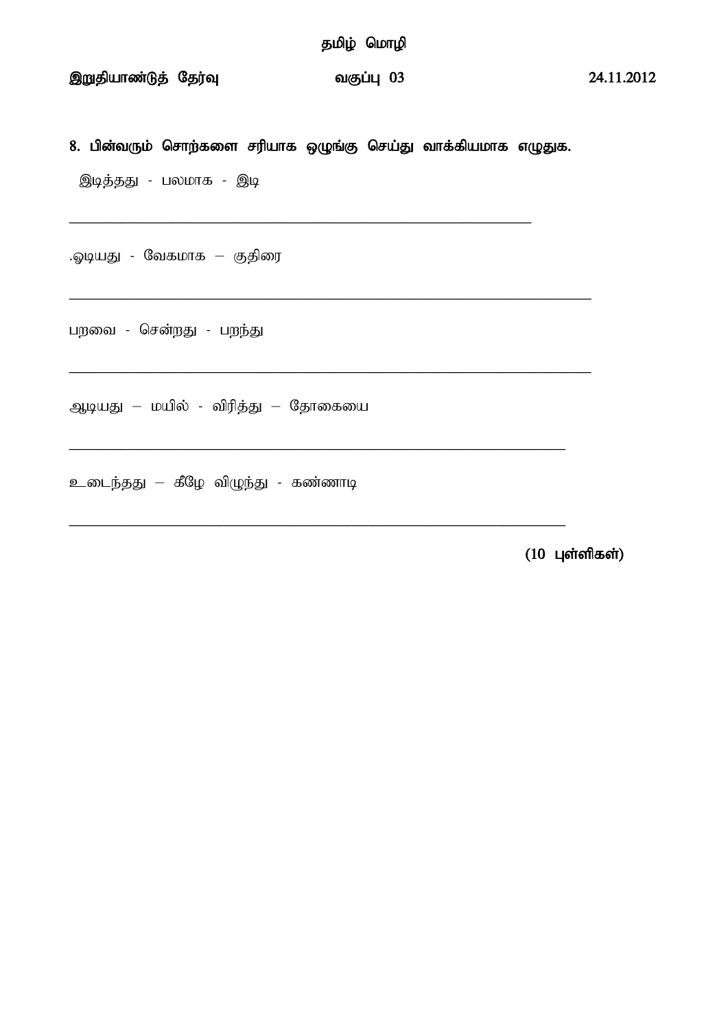தமிழ் மொழி

**இறுதியாண்டுத் தேர்வு** **வகுப்பு 03** **24.11.2012**

**8. பின்வரும் சொற்களை சரியாக ஒழுங்கு செய்து வாக்கியமாக எழுதுக.**

இடித்தது - பலமாக - இடி

_______________________________________________

.ஓடியது - வேகமாக – குதிரை

_______________________________________________

பறவை - சென்றது - பறந்து

_______________________________________________

ஆடியது – மயில் - விரித்து – தோகையை

_______________________________________________

உடைந்தது – கீழே விழுந்து - கண்ணாடி

_______________________________________________

**(10 புள்ளிகள்)**